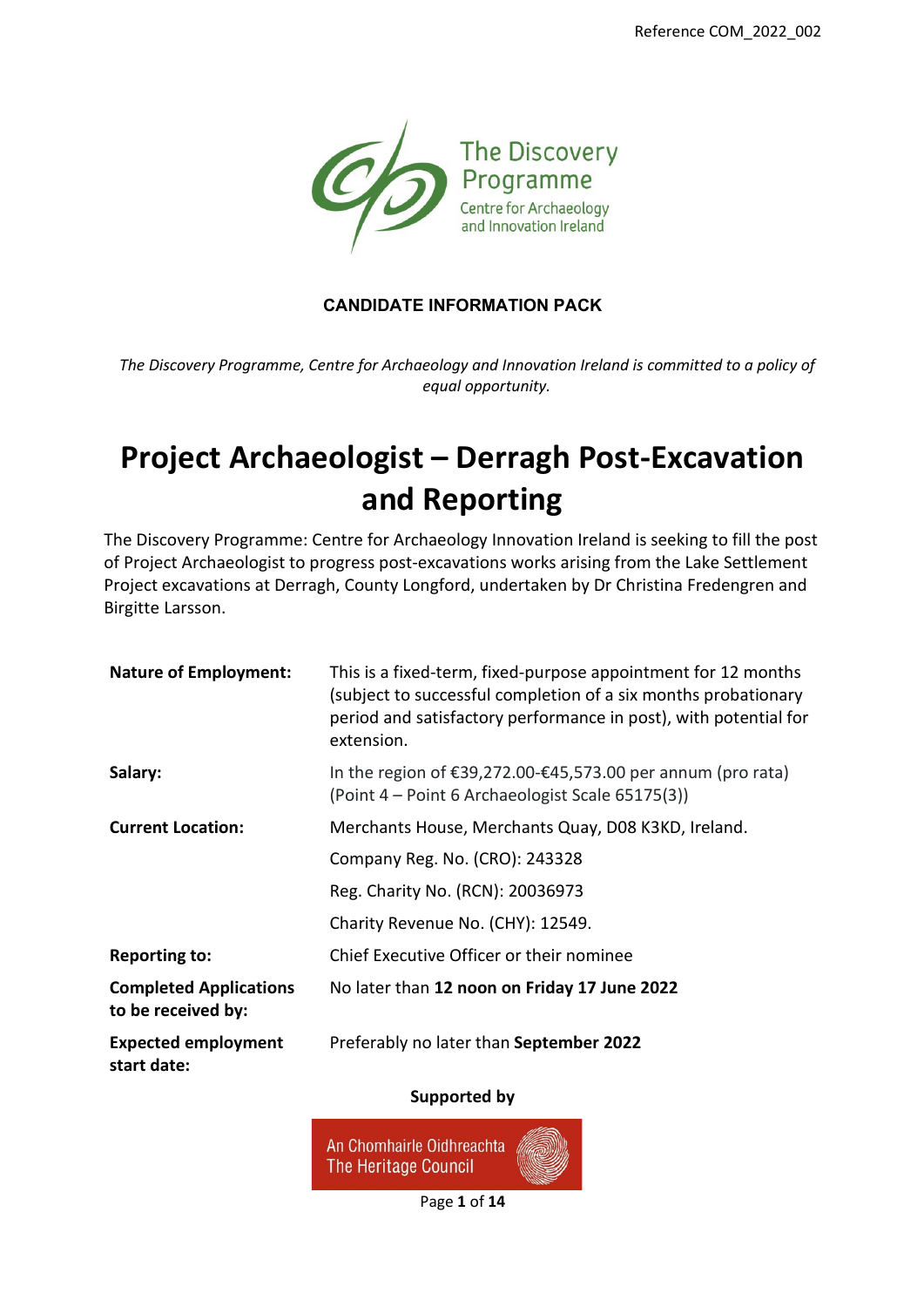Reference COM_2022_002

The Discovery Programme
Centre for Archaeology and Innovation Ireland

**CANDIDATE INFORMATION PACK**

*The Discovery Programme, Centre for Archaeology and Innovation Ireland is committed to a policy of equal opportunity.*

# Project Archaeologist – Derragh Post-Excavation and Reporting

The Discovery Programme: Centre for Archaeology Innovation Ireland is seeking to fill the post of Project Archaeologist to progress post-excavations works arising from the Lake Settlement Project excavations at Derragh, County Longford, undertaken by Dr Christina Fredengren and Birgitte Larsson.

| | |
|---|---|
| **Nature of Employment:** | This is a fixed-term, fixed-purpose appointment for 12 months (subject to successful completion of a six months probationary period and satisfactory performance in post), with potential for extension. |
| **Salary:** | In the region of €39,272.00-€45,573.00 per annum (pro rata) (Point 4 – Point 6 Archaeologist Scale 65175(3)) |
| **Current Location:** | Merchants House, Merchants Quay, D08 K3KD, Ireland. |
| | Company Reg. No. (CRO): 243328 |
| | Reg. Charity No. (RCN): 20036973 |
| | Charity Revenue No. (CHY): 12549. |
| **Reporting to:** | Chief Executive Officer or their nominee |
| **Completed Applications to be received by:** | No later than **12 noon on Friday 17 June 2022** |
| **Expected employment start date:** | Preferably no later than **September 2022** |

**Supported by**

An Chomhairle Oidhreachta
The Heritage Council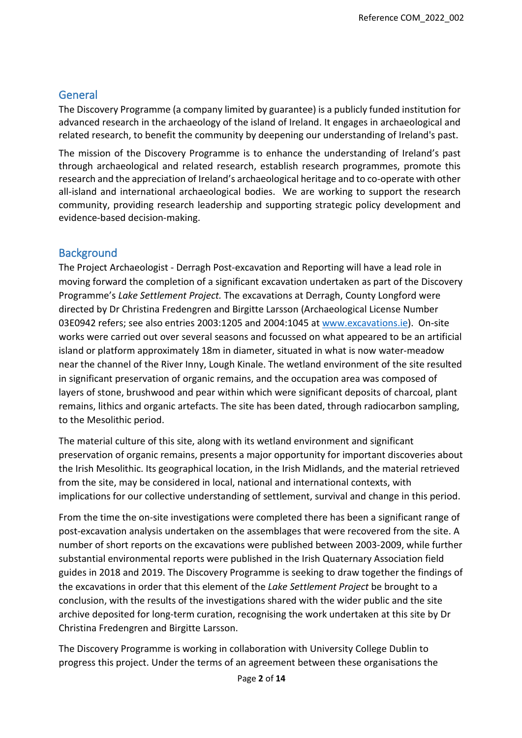## General

The Discovery Programme (a company limited by guarantee) is a publicly funded institution for advanced research in the archaeology of the island of Ireland. It engages in archaeological and related research, to benefit the community by deepening our understanding of Ireland's past.

The mission of the Discovery Programme is to enhance the understanding of Ireland's past through archaeological and related research, establish research programmes, promote this research and the appreciation of Ireland's archaeological heritage and to co-operate with other all-island and international archaeological bodies. We are working to support the research community, providing research leadership and supporting strategic policy development and evidence-based decision-making.

## Background

The Project Archaeologist - Derragh Post-excavation and Reporting will have a lead role in moving forward the completion of a significant excavation undertaken as part of the Discovery Programme's *Lake Settlement Project.* The excavations at Derragh, County Longford were directed by Dr Christina Fredengren and Birgitte Larsson (Archaeological License Number 03E0942 refers; see also entries 2003:1205 and 2004:1045 at [www.excavations.ie](www.excavations.ie)). On-site works were carried out over several seasons and focussed on what appeared to be an artificial island or platform approximately 18m in diameter, situated in what is now water-meadow near the channel of the River Inny, Lough Kinale. The wetland environment of the site resulted in significant preservation of organic remains, and the occupation area was composed of layers of stone, brushwood and pear within which were significant deposits of charcoal, plant remains, lithics and organic artefacts. The site has been dated, through radiocarbon sampling, to the Mesolithic period.

The material culture of this site, along with its wetland environment and significant preservation of organic remains, presents a major opportunity for important discoveries about the Irish Mesolithic. Its geographical location, in the Irish Midlands, and the material retrieved from the site, may be considered in local, national and international contexts, with implications for our collective understanding of settlement, survival and change in this period.

From the time the on-site investigations were completed there has been a significant range of post-excavation analysis undertaken on the assemblages that were recovered from the site. A number of short reports on the excavations were published between 2003-2009, while further substantial environmental reports were published in the Irish Quaternary Association field guides in 2018 and 2019. The Discovery Programme is seeking to draw together the findings of the excavations in order that this element of the *Lake Settlement Project* be brought to a conclusion, with the results of the investigations shared with the wider public and the site archive deposited for long-term curation, recognising the work undertaken at this site by Dr Christina Fredengren and Birgitte Larsson.

The Discovery Programme is working in collaboration with University College Dublin to progress this project. Under the terms of an agreement between these organisations the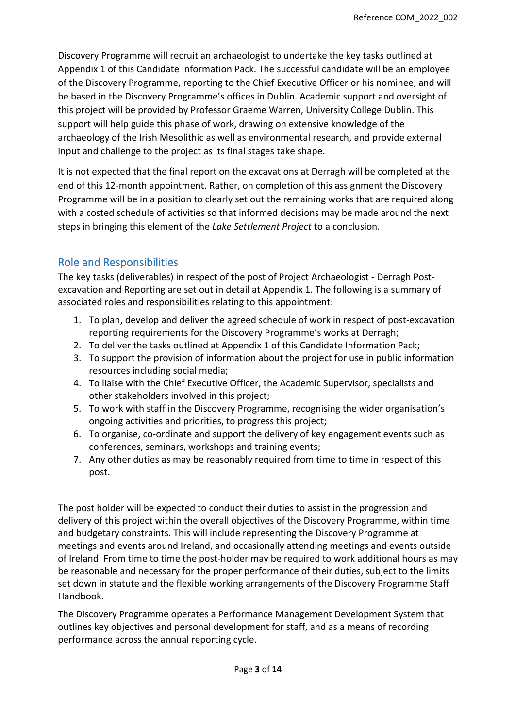Discovery Programme will recruit an archaeologist to undertake the key tasks outlined at Appendix 1 of this Candidate Information Pack. The successful candidate will be an employee of the Discovery Programme, reporting to the Chief Executive Officer or his nominee, and will be based in the Discovery Programme's offices in Dublin. Academic support and oversight of this project will be provided by Professor Graeme Warren, University College Dublin. This support will help guide this phase of work, drawing on extensive knowledge of the archaeology of the Irish Mesolithic as well as environmental research, and provide external input and challenge to the project as its final stages take shape.

It is not expected that the final report on the excavations at Derragh will be completed at the end of this 12-month appointment. Rather, on completion of this assignment the Discovery Programme will be in a position to clearly set out the remaining works that are required along with a costed schedule of activities so that informed decisions may be made around the next steps in bringing this element of the *Lake Settlement Project* to a conclusion.

## Role and Responsibilities

The key tasks (deliverables) in respect of the post of Project Archaeologist - Derragh Post-excavation and Reporting are set out in detail at Appendix 1. The following is a summary of associated roles and responsibilities relating to this appointment:

1. To plan, develop and deliver the agreed schedule of work in respect of post-excavation reporting requirements for the Discovery Programme's works at Derragh;
2. To deliver the tasks outlined at Appendix 1 of this Candidate Information Pack;
3. To support the provision of information about the project for use in public information resources including social media;
4. To liaise with the Chief Executive Officer, the Academic Supervisor, specialists and other stakeholders involved in this project;
5. To work with staff in the Discovery Programme, recognising the wider organisation's ongoing activities and priorities, to progress this project;
6. To organise, co-ordinate and support the delivery of key engagement events such as conferences, seminars, workshops and training events;
7. Any other duties as may be reasonably required from time to time in respect of this post.

The post holder will be expected to conduct their duties to assist in the progression and delivery of this project within the overall objectives of the Discovery Programme, within time and budgetary constraints. This will include representing the Discovery Programme at meetings and events around Ireland, and occasionally attending meetings and events outside of Ireland. From time to time the post-holder may be required to work additional hours as may be reasonable and necessary for the proper performance of their duties, subject to the limits set down in statute and the flexible working arrangements of the Discovery Programme Staff Handbook.

The Discovery Programme operates a Performance Management Development System that outlines key objectives and personal development for staff, and as a means of recording performance across the annual reporting cycle.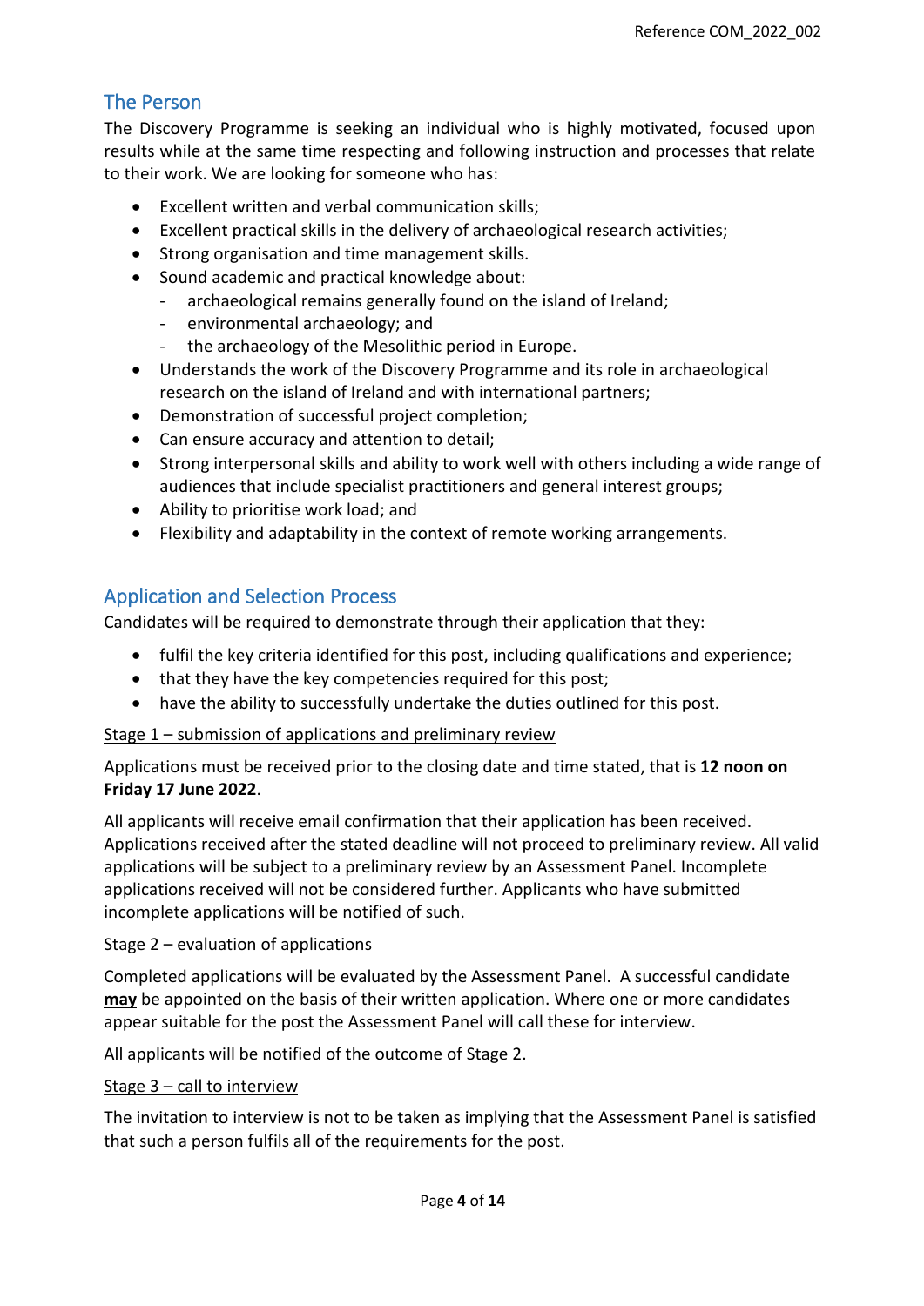## The Person

The Discovery Programme is seeking an individual who is highly motivated, focused upon results while at the same time respecting and following instruction and processes that relate to their work. We are looking for someone who has:

- Excellent written and verbal communication skills;
- Excellent practical skills in the delivery of archaeological research activities;
- Strong organisation and time management skills.
- Sound academic and practical knowledge about:
  - archaeological remains generally found on the island of Ireland;
  - environmental archaeology; and
  - the archaeology of the Mesolithic period in Europe.
- Understands the work of the Discovery Programme and its role in archaeological research on the island of Ireland and with international partners;
- Demonstration of successful project completion;
- Can ensure accuracy and attention to detail;
- Strong interpersonal skills and ability to work well with others including a wide range of audiences that include specialist practitioners and general interest groups;
- Ability to prioritise work load; and
- Flexibility and adaptability in the context of remote working arrangements.

## Application and Selection Process

Candidates will be required to demonstrate through their application that they:

- fulfil the key criteria identified for this post, including qualifications and experience;
- that they have the key competencies required for this post;
- have the ability to successfully undertake the duties outlined for this post.

<u>Stage 1 – submission of applications and preliminary review</u>

Applications must be received prior to the closing date and time stated, that is **12 noon on Friday 17 June 2022**.

All applicants will receive email confirmation that their application has been received. Applications received after the stated deadline will not proceed to preliminary review. All valid applications will be subject to a preliminary review by an Assessment Panel. Incomplete applications received will not be considered further. Applicants who have submitted incomplete applications will be notified of such.

<u>Stage 2 – evaluation of applications</u>

Completed applications will be evaluated by the Assessment Panel. A successful candidate **<u>may</u>** be appointed on the basis of their written application. Where one or more candidates appear suitable for the post the Assessment Panel will call these for interview.

All applicants will be notified of the outcome of Stage 2.

<u>Stage 3 – call to interview</u>

The invitation to interview is not to be taken as implying that the Assessment Panel is satisfied that such a person fulfils all of the requirements for the post.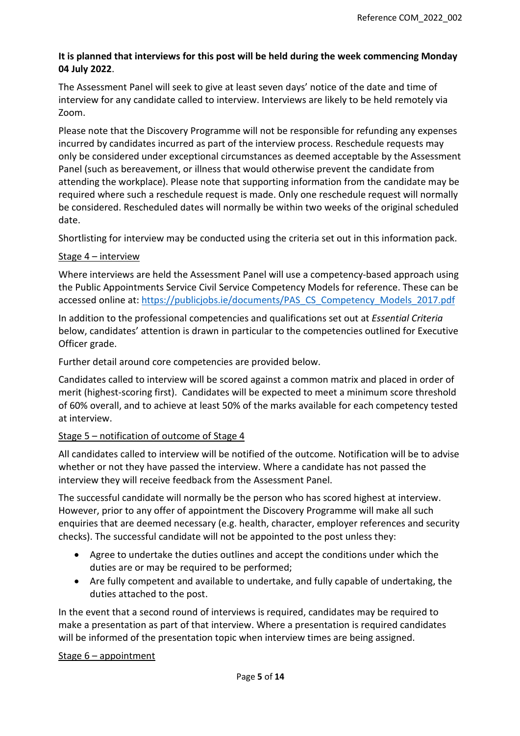**It is planned that interviews for this post will be held during the week commencing Monday 04 July 2022**.

The Assessment Panel will seek to give at least seven days' notice of the date and time of interview for any candidate called to interview. Interviews are likely to be held remotely via Zoom.

Please note that the Discovery Programme will not be responsible for refunding any expenses incurred by candidates incurred as part of the interview process. Reschedule requests may only be considered under exceptional circumstances as deemed acceptable by the Assessment Panel (such as bereavement, or illness that would otherwise prevent the candidate from attending the workplace). Please note that supporting information from the candidate may be required where such a reschedule request is made. Only one reschedule request will normally be considered. Rescheduled dates will normally be within two weeks of the original scheduled date.

Shortlisting for interview may be conducted using the criteria set out in this information pack.

Stage 4 – interview

Where interviews are held the Assessment Panel will use a competency-based approach using the Public Appointments Service Civil Service Competency Models for reference. These can be accessed online at: https://publicjobs.ie/documents/PAS_CS_Competency_Models_2017.pdf

In addition to the professional competencies and qualifications set out at *Essential Criteria* below, candidates' attention is drawn in particular to the competencies outlined for Executive Officer grade.

Further detail around core competencies are provided below.

Candidates called to interview will be scored against a common matrix and placed in order of merit (highest-scoring first). Candidates will be expected to meet a minimum score threshold of 60% overall, and to achieve at least 50% of the marks available for each competency tested at interview.

Stage 5 – notification of outcome of Stage 4

All candidates called to interview will be notified of the outcome. Notification will be to advise whether or not they have passed the interview. Where a candidate has not passed the interview they will receive feedback from the Assessment Panel.

The successful candidate will normally be the person who has scored highest at interview. However, prior to any offer of appointment the Discovery Programme will make all such enquiries that are deemed necessary (e.g. health, character, employer references and security checks). The successful candidate will not be appointed to the post unless they:

- Agree to undertake the duties outlines and accept the conditions under which the duties are or may be required to be performed;
- Are fully competent and available to undertake, and fully capable of undertaking, the duties attached to the post.

In the event that a second round of interviews is required, candidates may be required to make a presentation as part of that interview. Where a presentation is required candidates will be informed of the presentation topic when interview times are being assigned.

Stage 6 – appointment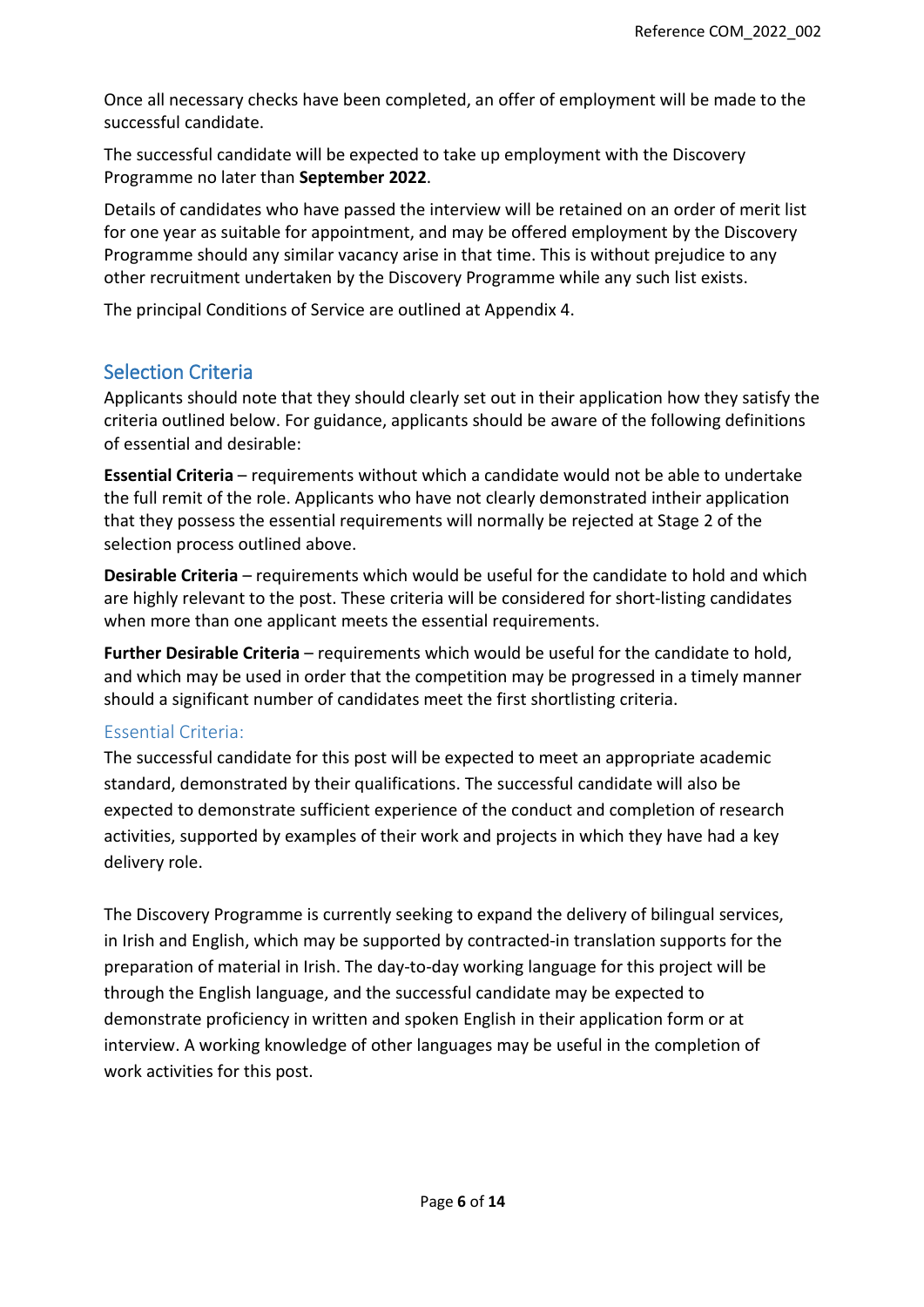Once all necessary checks have been completed, an offer of employment will be made to the successful candidate.

The successful candidate will be expected to take up employment with the Discovery Programme no later than **September 2022**.

Details of candidates who have passed the interview will be retained on an order of merit list for one year as suitable for appointment, and may be offered employment by the Discovery Programme should any similar vacancy arise in that time. This is without prejudice to any other recruitment undertaken by the Discovery Programme while any such list exists.

The principal Conditions of Service are outlined at Appendix 4.

## Selection Criteria

Applicants should note that they should clearly set out in their application how they satisfy the criteria outlined below. For guidance, applicants should be aware of the following definitions of essential and desirable:

**Essential Criteria** – requirements without which a candidate would not be able to undertake the full remit of the role. Applicants who have not clearly demonstrated intheir application that they possess the essential requirements will normally be rejected at Stage 2 of the selection process outlined above.

**Desirable Criteria** – requirements which would be useful for the candidate to hold and which are highly relevant to the post. These criteria will be considered for short-listing candidates when more than one applicant meets the essential requirements.

**Further Desirable Criteria** – requirements which would be useful for the candidate to hold, and which may be used in order that the competition may be progressed in a timely manner should a significant number of candidates meet the first shortlisting criteria.

### Essential Criteria:

The successful candidate for this post will be expected to meet an appropriate academic standard, demonstrated by their qualifications. The successful candidate will also be expected to demonstrate sufficient experience of the conduct and completion of research activities, supported by examples of their work and projects in which they have had a key delivery role.

The Discovery Programme is currently seeking to expand the delivery of bilingual services, in Irish and English, which may be supported by contracted-in translation supports for the preparation of material in Irish. The day-to-day working language for this project will be through the English language, and the successful candidate may be expected to demonstrate proficiency in written and spoken English in their application form or at interview. A working knowledge of other languages may be useful in the completion of work activities for this post.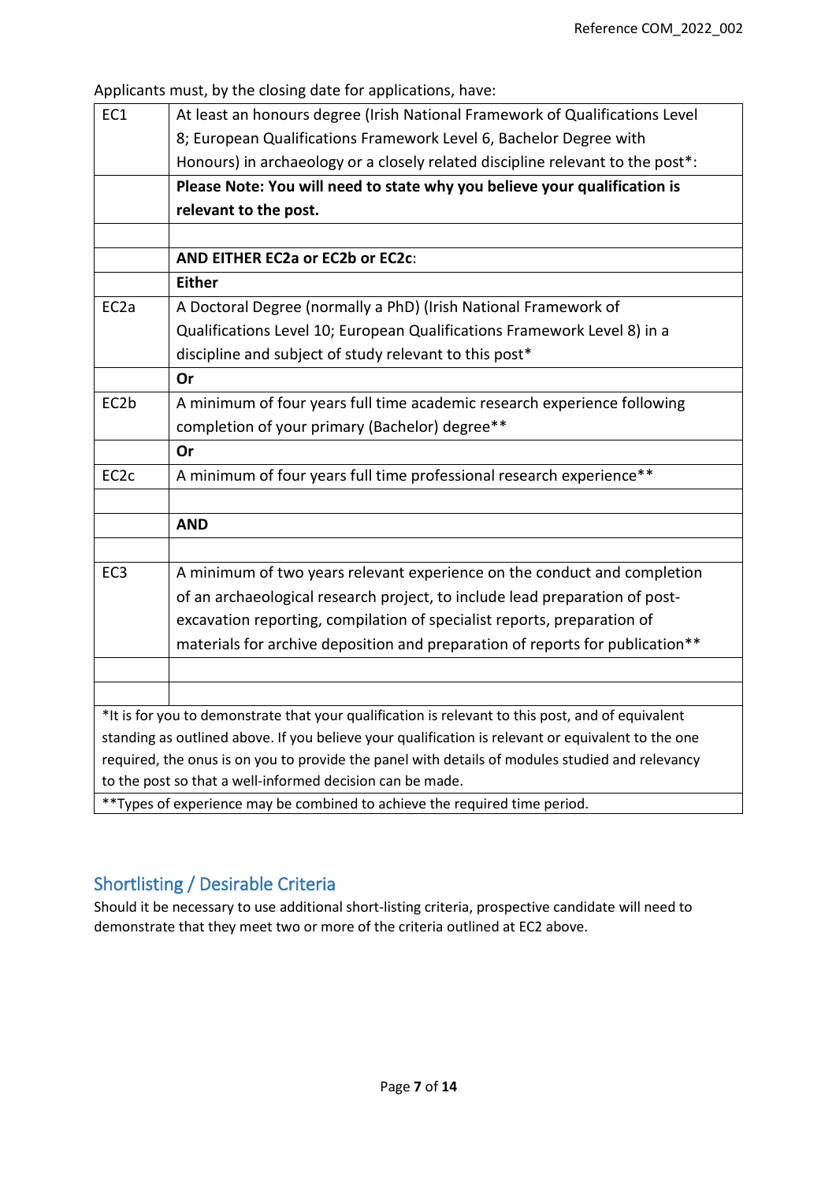Applicants must, by the closing date for applications, have:

| | |
|---|---|
| EC1 | At least an honours degree (Irish National Framework of Qualifications Level 8; European Qualifications Framework Level 6, Bachelor Degree with Honours) in archaeology or a closely related discipline relevant to the post*: |
| | **Please Note: You will need to state why you believe your qualification is relevant to the post.** |
| | |
| | **AND EITHER EC2a or EC2b or EC2c**: |
| | **Either** |
| EC2a | A Doctoral Degree (normally a PhD) (Irish National Framework of Qualifications Level 10; European Qualifications Framework Level 8) in a discipline and subject of study relevant to this post* |
| | **Or** |
| EC2b | A minimum of four years full time academic research experience following completion of your primary (Bachelor) degree** |
| | **Or** |
| EC2c | A minimum of four years full time professional research experience** |
| | |
| | **AND** |
| | |
| EC3 | A minimum of two years relevant experience on the conduct and completion of an archaeological research project, to include lead preparation of post-excavation reporting, compilation of specialist reports, preparation of materials for archive deposition and preparation of reports for publication** |
| | |
| | |
| *It is for you to demonstrate that your qualification is relevant to this post, and of equivalent standing as outlined above. If you believe your qualification is relevant or equivalent to the one required, the onus is on you to provide the panel with details of modules studied and relevancy to the post so that a well-informed decision can be made. | |
| **Types of experience may be combined to achieve the required time period. | |

## Shortlisting / Desirable Criteria

Should it be necessary to use additional short-listing criteria, prospective candidate will need to demonstrate that they meet two or more of the criteria outlined at EC2 above.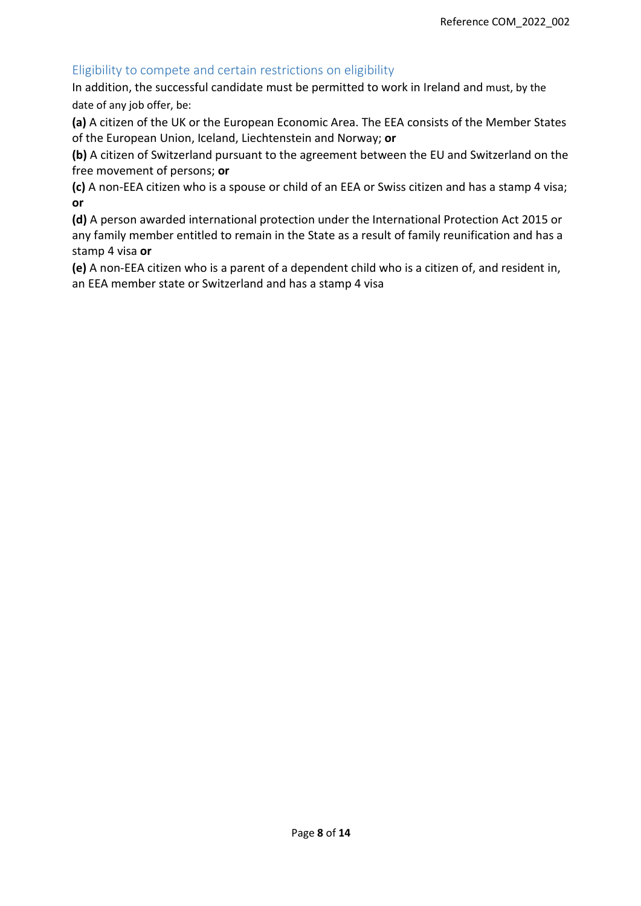## Eligibility to compete and certain restrictions on eligibility

In addition, the successful candidate must be permitted to work in Ireland and must, by the date of any job offer, be:

**(a)** A citizen of the UK or the European Economic Area. The EEA consists of the Member States of the European Union, Iceland, Liechtenstein and Norway; **or**

**(b)** A citizen of Switzerland pursuant to the agreement between the EU and Switzerland on the free movement of persons; **or**

**(c)** A non-EEA citizen who is a spouse or child of an EEA or Swiss citizen and has a stamp 4 visa; **or**

**(d)** A person awarded international protection under the International Protection Act 2015 or any family member entitled to remain in the State as a result of family reunification and has a stamp 4 visa **or**

**(e)** A non-EEA citizen who is a parent of a dependent child who is a citizen of, and resident in, an EEA member state or Switzerland and has a stamp 4 visa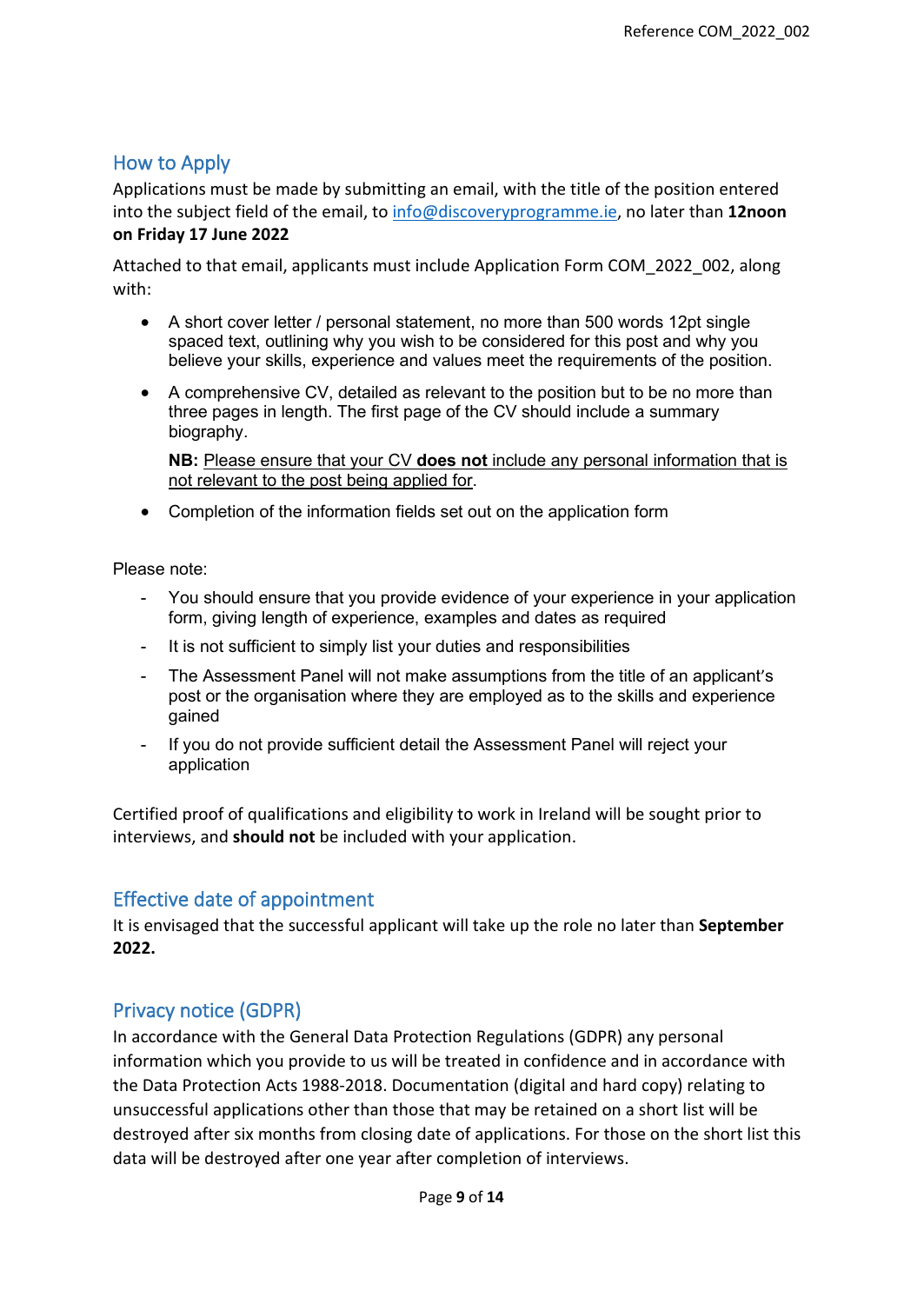## How to Apply

Applications must be made by submitting an email, with the title of the position entered into the subject field of the email, to [info@discoveryprogramme.ie](mailto:info@discoveryprogramme.ie), no later than **12noon on Friday 17 June 2022**

Attached to that email, applicants must include Application Form COM_2022_002, along with:

- A short cover letter / personal statement, no more than 500 words 12pt single spaced text, outlining why you wish to be considered for this post and why you believe your skills, experience and values meet the requirements of the position.
- A comprehensive CV, detailed as relevant to the position but to be no more than three pages in length. The first page of the CV should include a summary biography.

  **NB:** Please ensure that your CV **does not** include any personal information that is not relevant to the post being applied for.
- Completion of the information fields set out on the application form

Please note:

- You should ensure that you provide evidence of your experience in your application form, giving length of experience, examples and dates as required
- It is not sufficient to simply list your duties and responsibilities
- The Assessment Panel will not make assumptions from the title of an applicant's post or the organisation where they are employed as to the skills and experience gained
- If you do not provide sufficient detail the Assessment Panel will reject your application

Certified proof of qualifications and eligibility to work in Ireland will be sought prior to interviews, and **should not** be included with your application.

## Effective date of appointment

It is envisaged that the successful applicant will take up the role no later than **September 2022.**

## Privacy notice (GDPR)

In accordance with the General Data Protection Regulations (GDPR) any personal information which you provide to us will be treated in confidence and in accordance with the Data Protection Acts 1988-2018. Documentation (digital and hard copy) relating to unsuccessful applications other than those that may be retained on a short list will be destroyed after six months from closing date of applications. For those on the short list this data will be destroyed after one year after completion of interviews.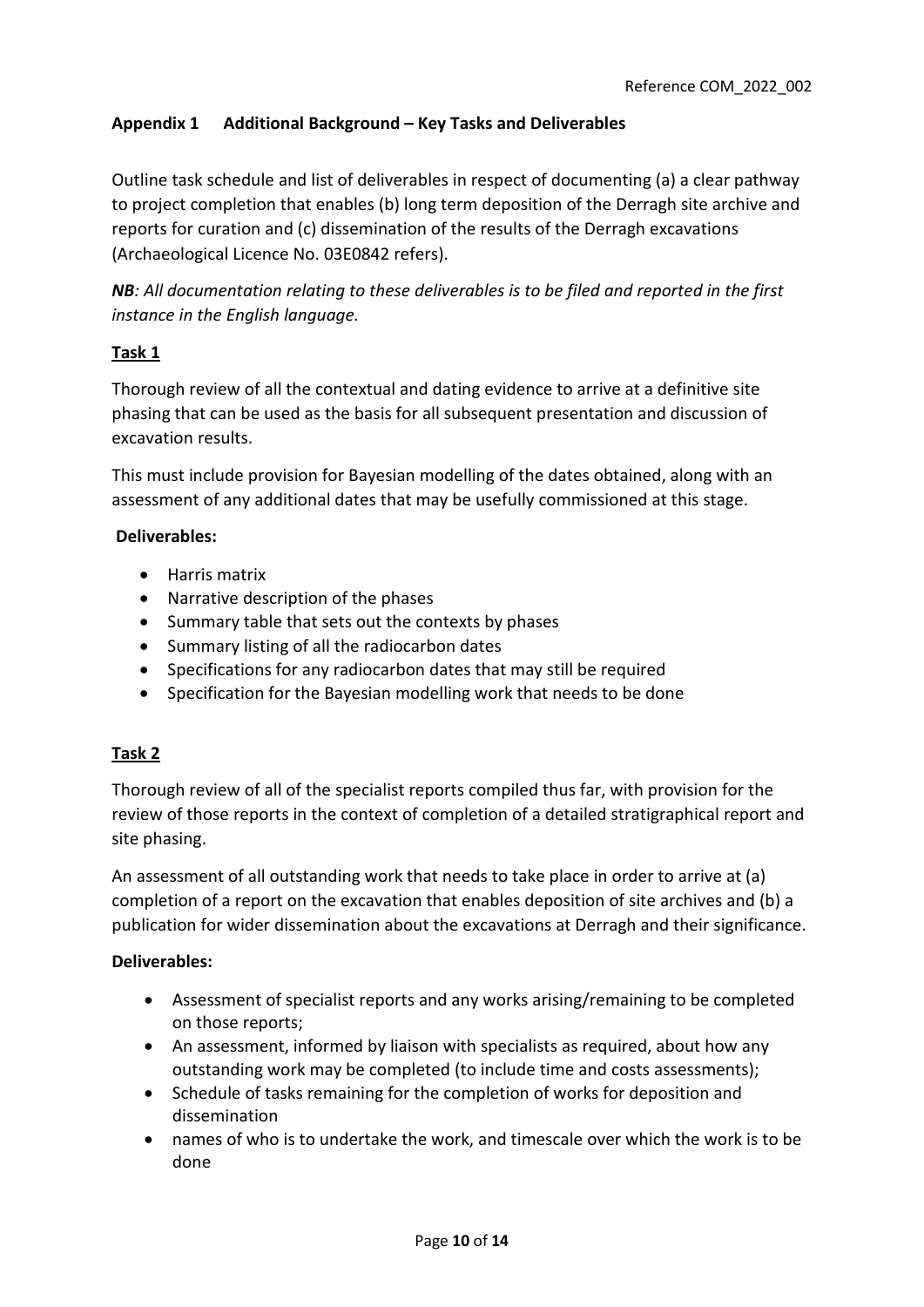## Appendix 1 Additional Background – Key Tasks and Deliverables

Outline task schedule and list of deliverables in respect of documenting (a) a clear pathway to project completion that enables (b) long term deposition of the Derragh site archive and reports for curation and (c) dissemination of the results of the Derragh excavations (Archaeological Licence No. 03E0842 refers).

***NB**: All documentation relating to these deliverables is to be filed and reported in the first instance in the English language.*

### Task 1

Thorough review of all the contextual and dating evidence to arrive at a definitive site phasing that can be used as the basis for all subsequent presentation and discussion of excavation results.

This must include provision for Bayesian modelling of the dates obtained, along with an assessment of any additional dates that may be usefully commissioned at this stage.

**Deliverables:**

- Harris matrix
- Narrative description of the phases
- Summary table that sets out the contexts by phases
- Summary listing of all the radiocarbon dates
- Specifications for any radiocarbon dates that may still be required
- Specification for the Bayesian modelling work that needs to be done

### Task 2

Thorough review of all of the specialist reports compiled thus far, with provision for the review of those reports in the context of completion of a detailed stratigraphical report and site phasing.

An assessment of all outstanding work that needs to take place in order to arrive at (a) completion of a report on the excavation that enables deposition of site archives and (b) a publication for wider dissemination about the excavations at Derragh and their significance.

**Deliverables:**

- Assessment of specialist reports and any works arising/remaining to be completed on those reports;
- An assessment, informed by liaison with specialists as required, about how any outstanding work may be completed (to include time and costs assessments);
- Schedule of tasks remaining for the completion of works for deposition and dissemination
- names of who is to undertake the work, and timescale over which the work is to be done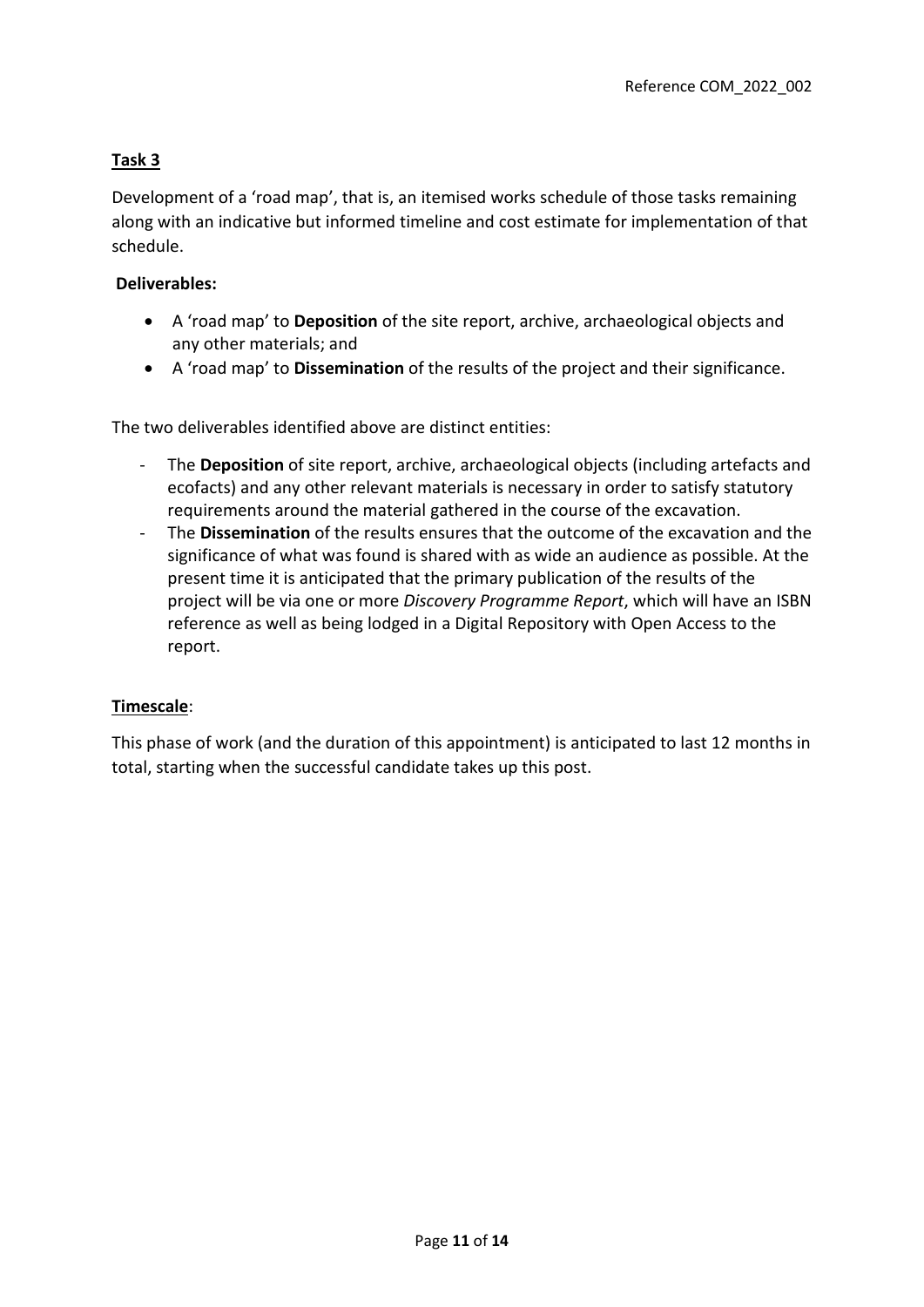## **Task 3**

Development of a 'road map', that is, an itemised works schedule of those tasks remaining along with an indicative but informed timeline and cost estimate for implementation of that schedule.

**Deliverables:**

- A 'road map' to **Deposition** of the site report, archive, archaeological objects and any other materials; and
- A 'road map' to **Dissemination** of the results of the project and their significance.

The two deliverables identified above are distinct entities:

- The **Deposition** of site report, archive, archaeological objects (including artefacts and ecofacts) and any other relevant materials is necessary in order to satisfy statutory requirements around the material gathered in the course of the excavation.
- The **Dissemination** of the results ensures that the outcome of the excavation and the significance of what was found is shared with as wide an audience as possible. At the present time it is anticipated that the primary publication of the results of the project will be via one or more *Discovery Programme Report*, which will have an ISBN reference as well as being lodged in a Digital Repository with Open Access to the report.

## **Timescale**:

This phase of work (and the duration of this appointment) is anticipated to last 12 months in total, starting when the successful candidate takes up this post.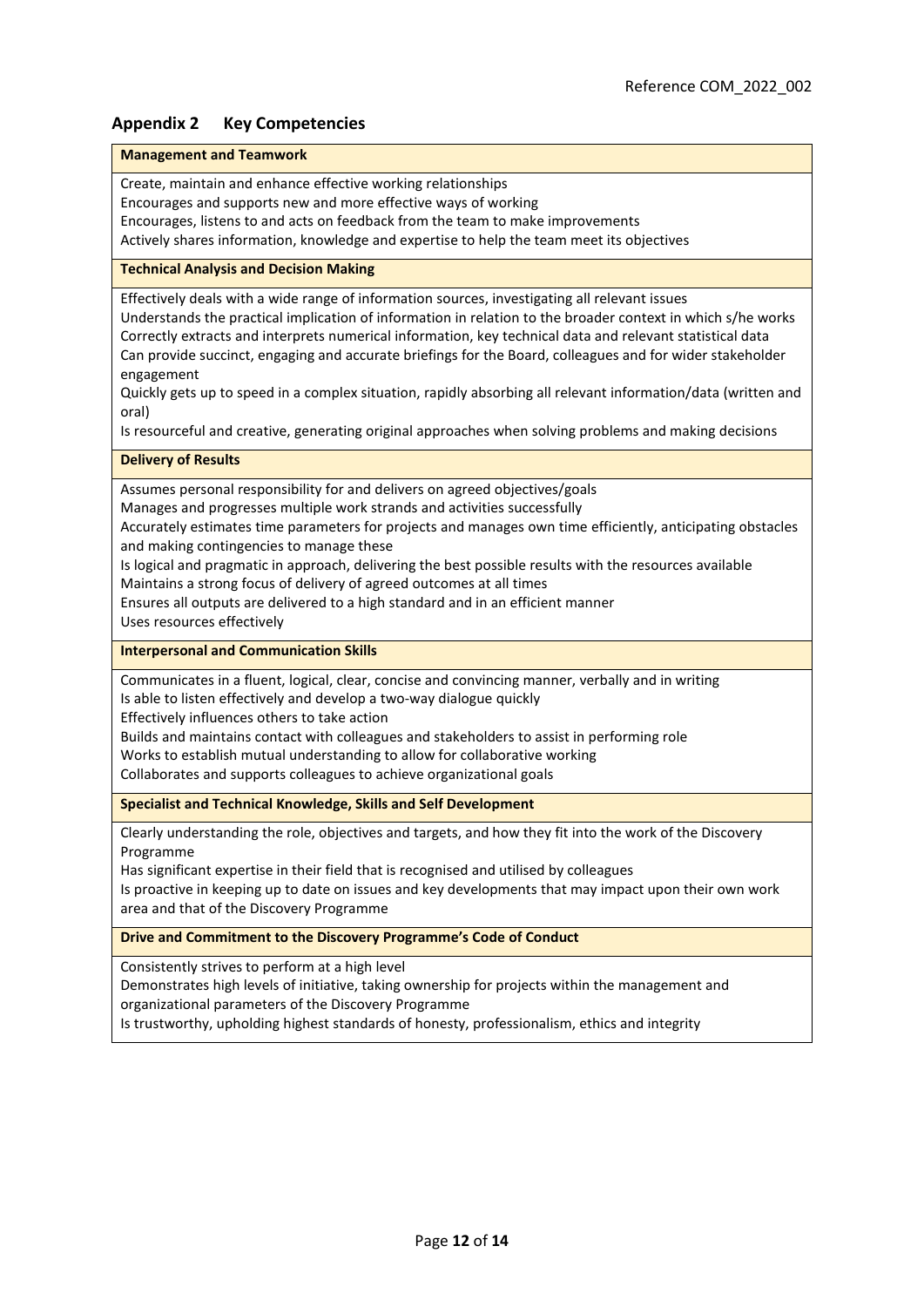## Appendix 2 Key Competencies

| **Management and Teamwork** |
|---|
| Create, maintain and enhance effective working relationships<br>Encourages and supports new and more effective ways of working<br>Encourages, listens to and acts on feedback from the team to make improvements<br>Actively shares information, knowledge and expertise to help the team meet its objectives |
| **Technical Analysis and Decision Making** |
| Effectively deals with a wide range of information sources, investigating all relevant issues<br>Understands the practical implication of information in relation to the broader context in which s/he works<br>Correctly extracts and interprets numerical information, key technical data and relevant statistical data<br>Can provide succinct, engaging and accurate briefings for the Board, colleagues and for wider stakeholder engagement<br>Quickly gets up to speed in a complex situation, rapidly absorbing all relevant information/data (written and oral)<br>Is resourceful and creative, generating original approaches when solving problems and making decisions |
| **Delivery of Results** |
| Assumes personal responsibility for and delivers on agreed objectives/goals<br>Manages and progresses multiple work strands and activities successfully<br>Accurately estimates time parameters for projects and manages own time efficiently, anticipating obstacles and making contingencies to manage these<br>Is logical and pragmatic in approach, delivering the best possible results with the resources available<br>Maintains a strong focus of delivery of agreed outcomes at all times<br>Ensures all outputs are delivered to a high standard and in an efficient manner<br>Uses resources effectively |
| **Interpersonal and Communication Skills** |
| Communicates in a fluent, logical, clear, concise and convincing manner, verbally and in writing<br>Is able to listen effectively and develop a two-way dialogue quickly<br>Effectively influences others to take action<br>Builds and maintains contact with colleagues and stakeholders to assist in performing role<br>Works to establish mutual understanding to allow for collaborative working<br>Collaborates and supports colleagues to achieve organizational goals |
| **Specialist and Technical Knowledge, Skills and Self Development** |
| Clearly understanding the role, objectives and targets, and how they fit into the work of the Discovery Programme<br>Has significant expertise in their field that is recognised and utilised by colleagues<br>Is proactive in keeping up to date on issues and key developments that may impact upon their own work area and that of the Discovery Programme |
| **Drive and Commitment to the Discovery Programme's Code of Conduct** |
| Consistently strives to perform at a high level<br>Demonstrates high levels of initiative, taking ownership for projects within the management and organizational parameters of the Discovery Programme<br>Is trustworthy, upholding highest standards of honesty, professionalism, ethics and integrity |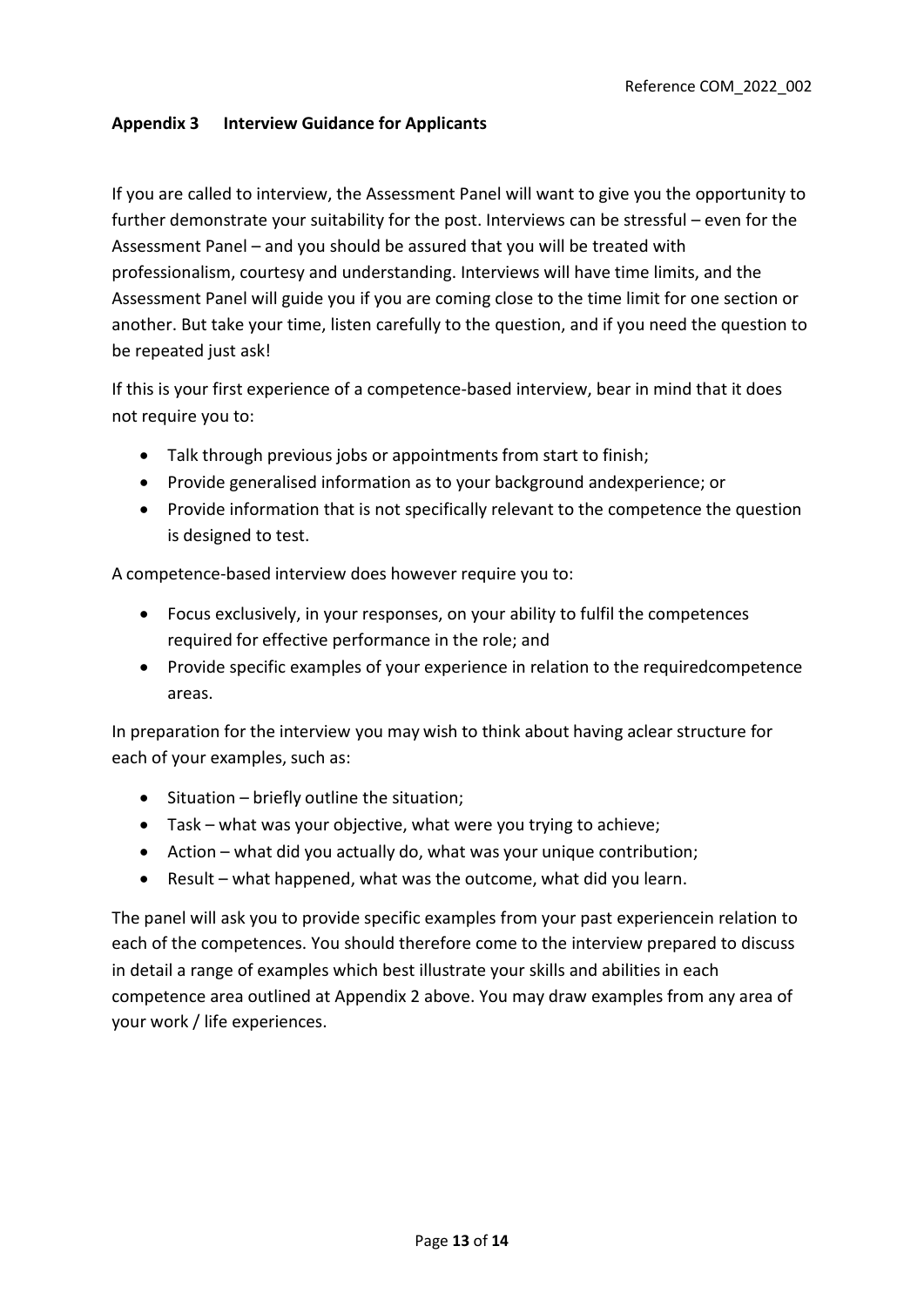## Appendix 3 Interview Guidance for Applicants

If you are called to interview, the Assessment Panel will want to give you the opportunity to further demonstrate your suitability for the post. Interviews can be stressful – even for the Assessment Panel – and you should be assured that you will be treated with professionalism, courtesy and understanding. Interviews will have time limits, and the Assessment Panel will guide you if you are coming close to the time limit for one section or another. But take your time, listen carefully to the question, and if you need the question to be repeated just ask!

If this is your first experience of a competence-based interview, bear in mind that it does not require you to:

- Talk through previous jobs or appointments from start to finish;
- Provide generalised information as to your background andexperience; or
- Provide information that is not specifically relevant to the competence the question is designed to test.

A competence-based interview does however require you to:

- Focus exclusively, in your responses, on your ability to fulfil the competences required for effective performance in the role; and
- Provide specific examples of your experience in relation to the requiredcompetence areas.

In preparation for the interview you may wish to think about having aclear structure for each of your examples, such as:

- Situation – briefly outline the situation;
- Task – what was your objective, what were you trying to achieve;
- Action – what did you actually do, what was your unique contribution;
- Result – what happened, what was the outcome, what did you learn.

The panel will ask you to provide specific examples from your past experiencein relation to each of the competences. You should therefore come to the interview prepared to discuss in detail a range of examples which best illustrate your skills and abilities in each competence area outlined at Appendix 2 above. You may draw examples from any area of your work / life experiences.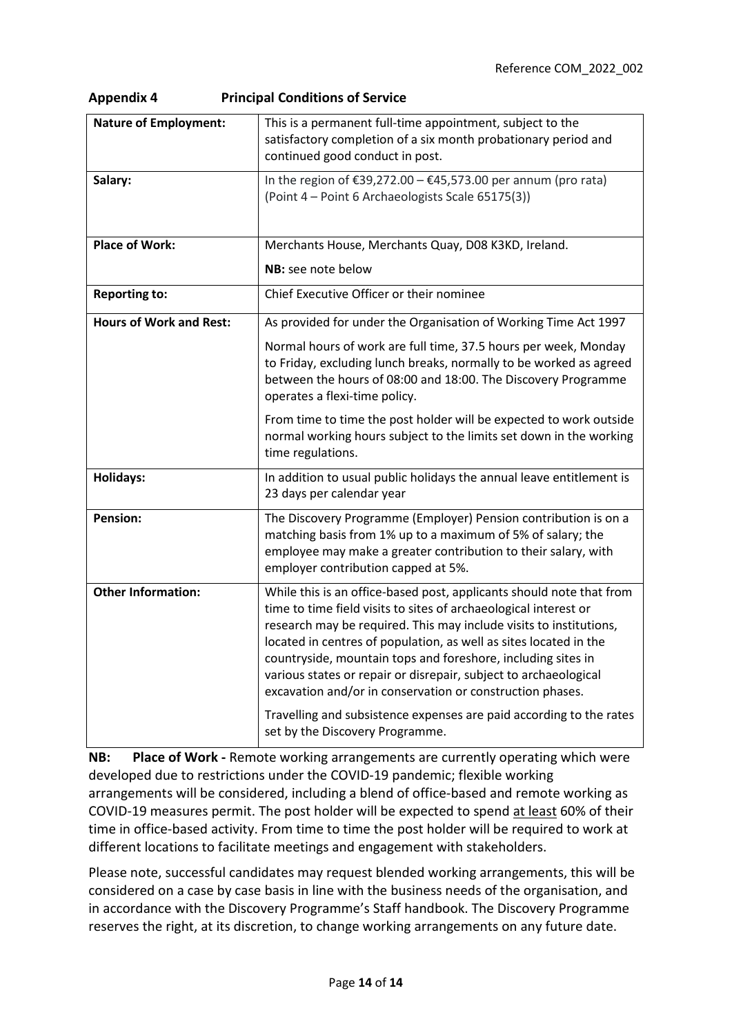Reference COM_2022_002

## Appendix 4 Principal Conditions of Service

| | |
|---|---|
| **Nature of Employment:** | This is a permanent full-time appointment, subject to the satisfactory completion of a six month probationary period and continued good conduct in post. |
| **Salary:** | In the region of €39,272.00 – €45,573.00 per annum (pro rata) (Point 4 – Point 6 Archaeologists Scale 65175(3)) |
| **Place of Work:** | Merchants House, Merchants Quay, D08 K3KD, Ireland.<br>**NB:** see note below |
| **Reporting to:** | Chief Executive Officer or their nominee |
| **Hours of Work and Rest:** | As provided for under the Organisation of Working Time Act 1997<br>Normal hours of work are full time, 37.5 hours per week, Monday to Friday, excluding lunch breaks, normally to be worked as agreed between the hours of 08:00 and 18:00. The Discovery Programme operates a flexi-time policy.<br>From time to time the post holder will be expected to work outside normal working hours subject to the limits set down in the working time regulations. |
| **Holidays:** | In addition to usual public holidays the annual leave entitlement is 23 days per calendar year |
| **Pension:** | The Discovery Programme (Employer) Pension contribution is on a matching basis from 1% up to a maximum of 5% of salary; the employee may make a greater contribution to their salary, with employer contribution capped at 5%. |
| **Other Information:** | While this is an office-based post, applicants should note that from time to time field visits to sites of archaeological interest or research may be required. This may include visits to institutions, located in centres of population, as well as sites located in the countryside, mountain tops and foreshore, including sites in various states or repair or disrepair, subject to archaeological excavation and/or in conservation or construction phases.<br>Travelling and subsistence expenses are paid according to the rates set by the Discovery Programme. |

**NB: Place of Work -** Remote working arrangements are currently operating which were developed due to restrictions under the COVID-19 pandemic; flexible working arrangements will be considered, including a blend of office-based and remote working as COVID-19 measures permit. The post holder will be expected to spend at least 60% of their time in office-based activity. From time to time the post holder will be required to work at different locations to facilitate meetings and engagement with stakeholders.

Please note, successful candidates may request blended working arrangements, this will be considered on a case by case basis in line with the business needs of the organisation, and in accordance with the Discovery Programme's Staff handbook. The Discovery Programme reserves the right, at its discretion, to change working arrangements on any future date.